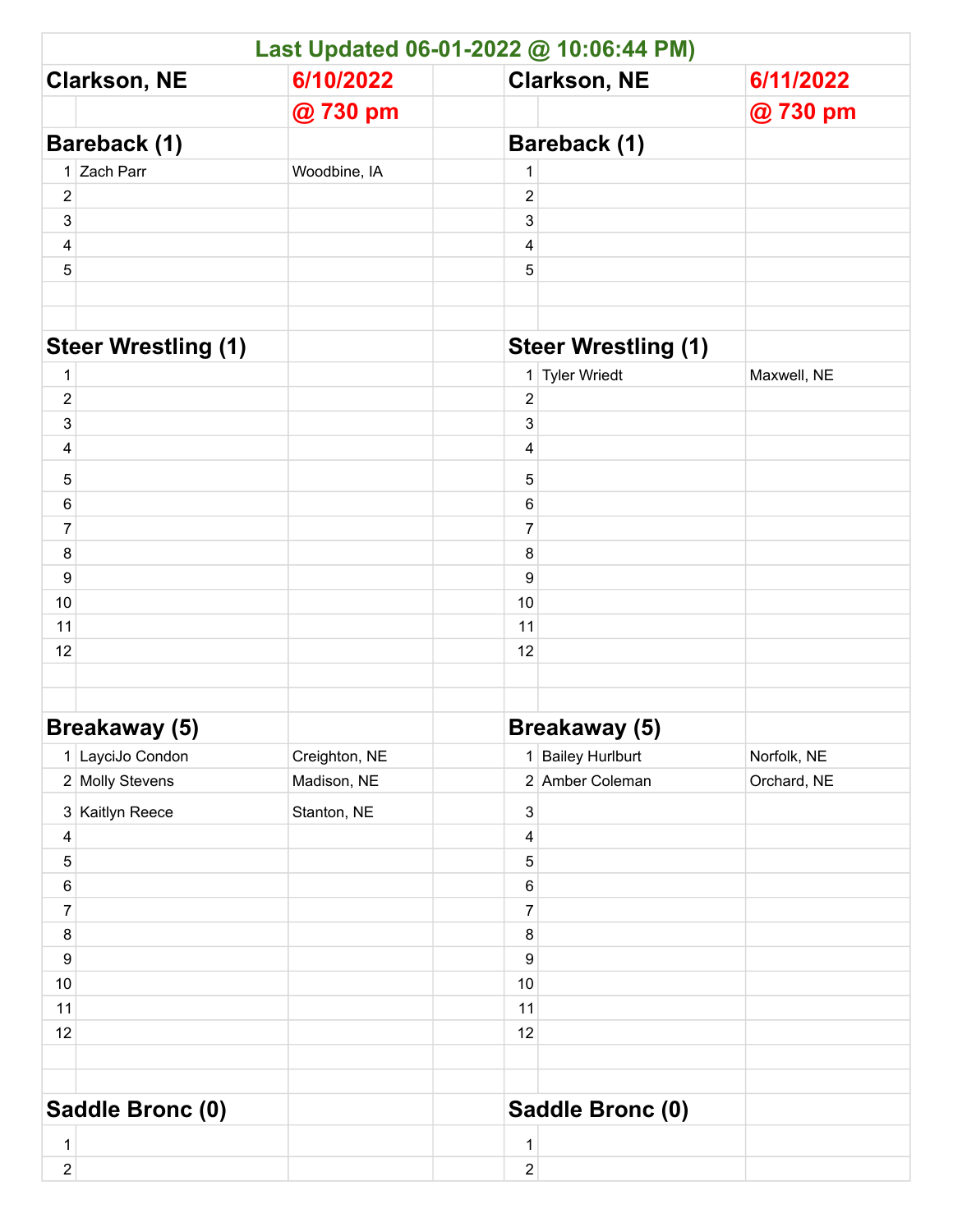**Last Updated 06-01-2022 @ 10:06:44 PM)**

| Clarkson, NE | | 6/10/2022 | | Clarkson, NE | | 6/11/2022 |
|---|---|---|---|---|---|---|
| | | @ 730 pm | | | | @ 730 pm |
| **Bareback (1)** | | | | **Bareback (1)** | | |
| 1 | Zach Parr | Woodbine, IA | | 1 | | |
| 2 | | | | 2 | | |
| 3 | | | | 3 | | |
| 4 | | | | 4 | | |
| 5 | | | | 5 | | |
| | | | | | | |
| | | | | | | |
| **Steer Wrestling (1)** | | | | **Steer Wrestling (1)** | | |
| 1 | | | | 1 | Tyler Wriedt | Maxwell, NE |
| 2 | | | | 2 | | |
| 3 | | | | 3 | | |
| 4 | | | | 4 | | |
| 5 | | | | 5 | | |
| 6 | | | | 6 | | |
| 7 | | | | 7 | | |
| 8 | | | | 8 | | |
| 9 | | | | 9 | | |
| 10 | | | | 10 | | |
| 11 | | | | 11 | | |
| 12 | | | | 12 | | |
| | | | | | | |
| | | | | | | |
| **Breakaway (5)** | | | | **Breakaway (5)** | | |
| 1 | LayciJo Condon | Creighton, NE | | 1 | Bailey Hurlburt | Norfolk, NE |
| 2 | Molly Stevens | Madison, NE | | 2 | Amber Coleman | Orchard, NE |
| 3 | Kaitlyn Reece | Stanton, NE | | 3 | | |
| 4 | | | | 4 | | |
| 5 | | | | 5 | | |
| 6 | | | | 6 | | |
| 7 | | | | 7 | | |
| 8 | | | | 8 | | |
| 9 | | | | 9 | | |
| 10 | | | | 10 | | |
| 11 | | | | 11 | | |
| 12 | | | | 12 | | |
| | | | | | | |
| | | | | | | |
| **Saddle Bronc (0)** | | | | **Saddle Bronc (0)** | | |
| 1 | | | | 1 | | |
| 2 | | | | 2 | | |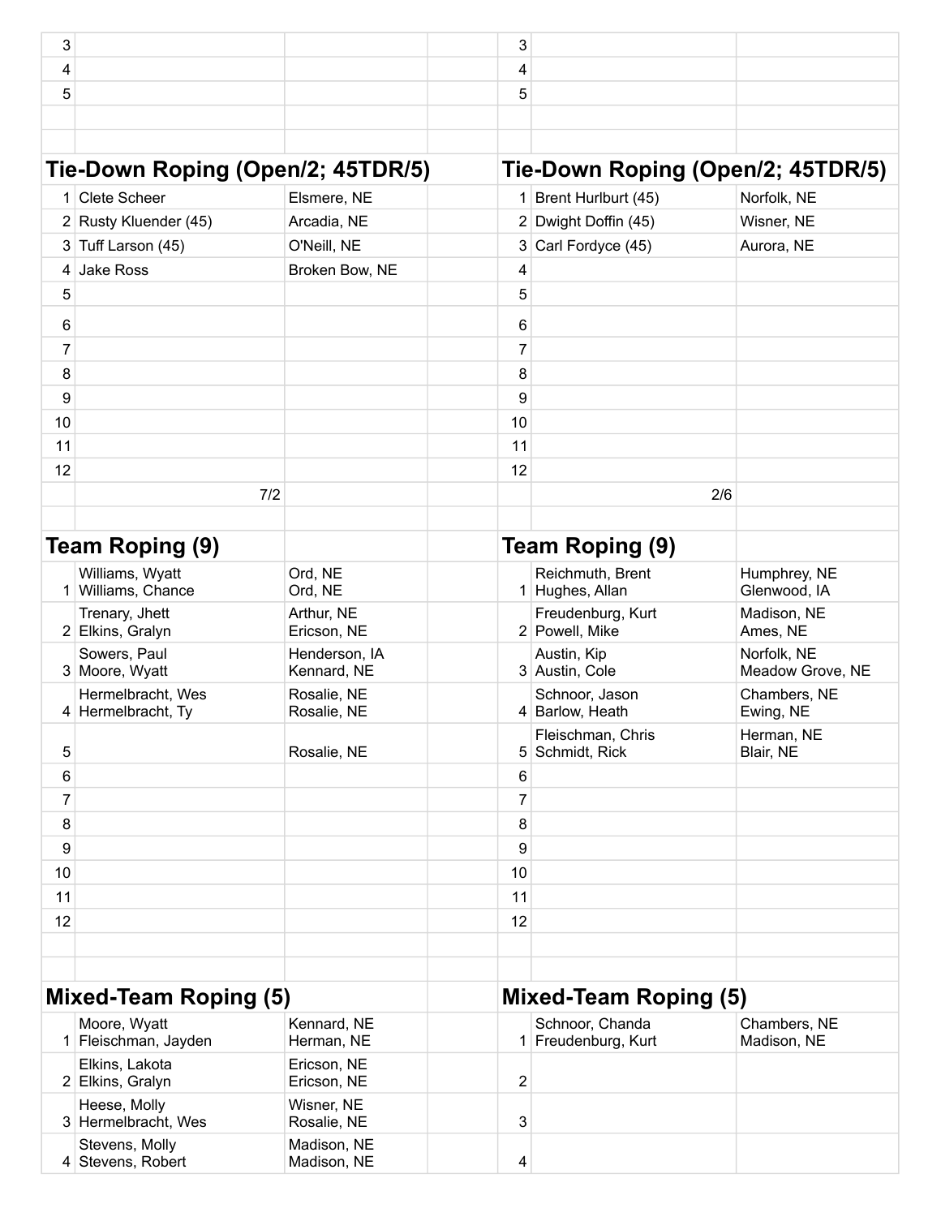| | | |
|---|---|---|
| 3 | | |
| 4 | | |
| 5 | | |

| | | |
|---|---|---|
| 3 | | |
| 4 | | |
| 5 | | |

## Tie-Down Roping (Open/2; 45TDR/5)

| # | Name | Hometown |
|---|---|---|
| 1 | Clete Scheer | Elsmere, NE |
| 2 | Rusty Kluender (45) | Arcadia, NE |
| 3 | Tuff Larson (45) | O'Neill, NE |
| 4 | Jake Ross | Broken Bow, NE |
| 5 | | |
| 6 | | |
| 7 | | |
| 8 | | |
| 9 | | |
| 10 | | |
| 11 | | |
| 12 | | |
| | 7/2 | |

## Tie-Down Roping (Open/2; 45TDR/5)

| # | Name | Hometown |
|---|---|---|
| 1 | Brent Hurlburt (45) | Norfolk, NE |
| 2 | Dwight Doffin (45) | Wisner, NE |
| 3 | Carl Fordyce (45) | Aurora, NE |
| 4 | | |
| 5 | | |
| 6 | | |
| 7 | | |
| 8 | | |
| 9 | | |
| 10 | | |
| 11 | | |
| 12 | | |
| | 2/6 | |

## Team Roping (9)

| # | Name | Hometown |
|---|---|---|
| 1 | Williams, Wyatt<br>Williams, Chance | Ord, NE<br>Ord, NE |
| 2 | Trenary, Jhett<br>Elkins, Gralyn | Arthur, NE<br>Ericson, NE |
| 3 | Sowers, Paul<br>Moore, Wyatt | Henderson, IA<br>Kennard, NE |
| 4 | Hermelbracht, Wes<br>Hermelbracht, Ty | Rosalie, NE<br>Rosalie, NE |
| 5 | | Rosalie, NE |
| 6 | | |
| 7 | | |
| 8 | | |
| 9 | | |
| 10 | | |
| 11 | | |
| 12 | | |

## Team Roping (9)

| # | Name | Hometown |
|---|---|---|
| 1 | Reichmuth, Brent<br>Hughes, Allan | Humphrey, NE<br>Glenwood, IA |
| 2 | Freudenburg, Kurt<br>Powell, Mike | Madison, NE<br>Ames, NE |
| 3 | Austin, Kip<br>Austin, Cole | Norfolk, NE<br>Meadow Grove, NE |
| 4 | Schnoor, Jason<br>Barlow, Heath | Chambers, NE<br>Ewing, NE |
| 5 | Fleischman, Chris<br>Schmidt, Rick | Herman, NE<br>Blair, NE |
| 6 | | |
| 7 | | |
| 8 | | |
| 9 | | |
| 10 | | |
| 11 | | |
| 12 | | |

## Mixed-Team Roping (5)

| # | Name | Hometown |
|---|---|---|
| 1 | Moore, Wyatt<br>Fleischman, Jayden | Kennard, NE<br>Herman, NE |
| 2 | Elkins, Lakota<br>Elkins, Gralyn | Ericson, NE<br>Ericson, NE |
| 3 | Heese, Molly<br>Hermelbracht, Wes | Wisner, NE<br>Rosalie, NE |
| 4 | Stevens, Molly<br>Stevens, Robert | Madison, NE<br>Madison, NE |

## Mixed-Team Roping (5)

| # | Name | Hometown |
|---|---|---|
| 1 | Schnoor, Chanda<br>Freudenburg, Kurt | Chambers, NE<br>Madison, NE |
| 2 | | |
| 3 | | |
| 4 | | |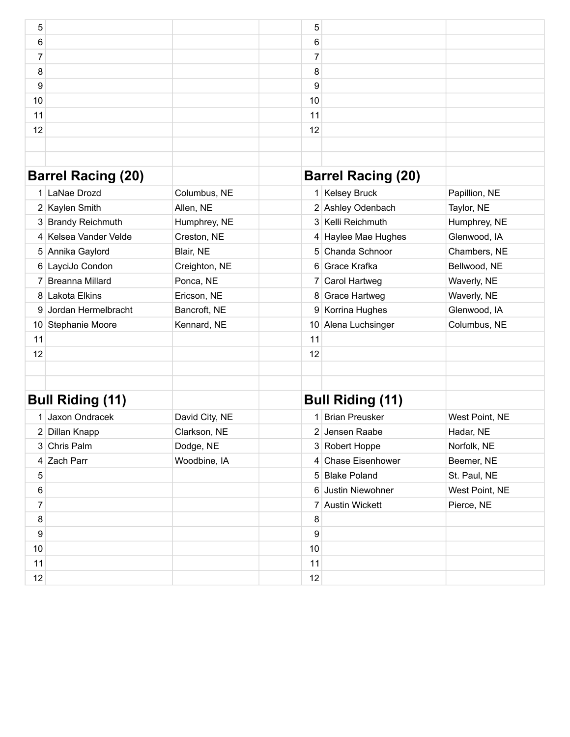| | | |
|---|---|---|
| 5 | | |
| 6 | | |
| 7 | | |
| 8 | | |
| 9 | | |
| 10 | | |
| 11 | | |
| 12 | | |

| | | |
|---|---|---|
| 5 | | |
| 6 | | |
| 7 | | |
| 8 | | |
| 9 | | |
| 10 | | |
| 11 | | |
| 12 | | |

## Barrel Racing (20)

| | | |
|---|---|---|
| 1 | LaNae Drozd | Columbus, NE |
| 2 | Kaylen Smith | Allen, NE |
| 3 | Brandy Reichmuth | Humphrey, NE |
| 4 | Kelsea Vander Velde | Creston, NE |
| 5 | Annika Gaylord | Blair, NE |
| 6 | LayciJo Condon | Creighton, NE |
| 7 | Breanna Millard | Ponca, NE |
| 8 | Lakota Elkins | Ericson, NE |
| 9 | Jordan Hermelbracht | Bancroft, NE |
| 10 | Stephanie Moore | Kennard, NE |
| 11 | | |
| 12 | | |

## Barrel Racing (20)

| | | |
|---|---|---|
| 1 | Kelsey Bruck | Papillion, NE |
| 2 | Ashley Odenbach | Taylor, NE |
| 3 | Kelli Reichmuth | Humphrey, NE |
| 4 | Haylee Mae Hughes | Glenwood, IA |
| 5 | Chanda Schnoor | Chambers, NE |
| 6 | Grace Krafka | Bellwood, NE |
| 7 | Carol Hartweg | Waverly, NE |
| 8 | Grace Hartweg | Waverly, NE |
| 9 | Korrina Hughes | Glenwood, IA |
| 10 | Alena Luchsinger | Columbus, NE |
| 11 | | |
| 12 | | |

## Bull Riding (11)

| | | |
|---|---|---|
| 1 | Jaxon Ondracek | David City, NE |
| 2 | Dillan Knapp | Clarkson, NE |
| 3 | Chris Palm | Dodge, NE |
| 4 | Zach Parr | Woodbine, IA |
| 5 | | |
| 6 | | |
| 7 | | |
| 8 | | |
| 9 | | |
| 10 | | |
| 11 | | |
| 12 | | |

## Bull Riding (11)

| | | |
|---|---|---|
| 1 | Brian Preusker | West Point, NE |
| 2 | Jensen Raabe | Hadar, NE |
| 3 | Robert Hoppe | Norfolk, NE |
| 4 | Chase Eisenhower | Beemer, NE |
| 5 | Blake Poland | St. Paul, NE |
| 6 | Justin Niewohner | West Point, NE |
| 7 | Austin Wickett | Pierce, NE |
| 8 | | |
| 9 | | |
| 10 | | |
| 11 | | |
| 12 | | |